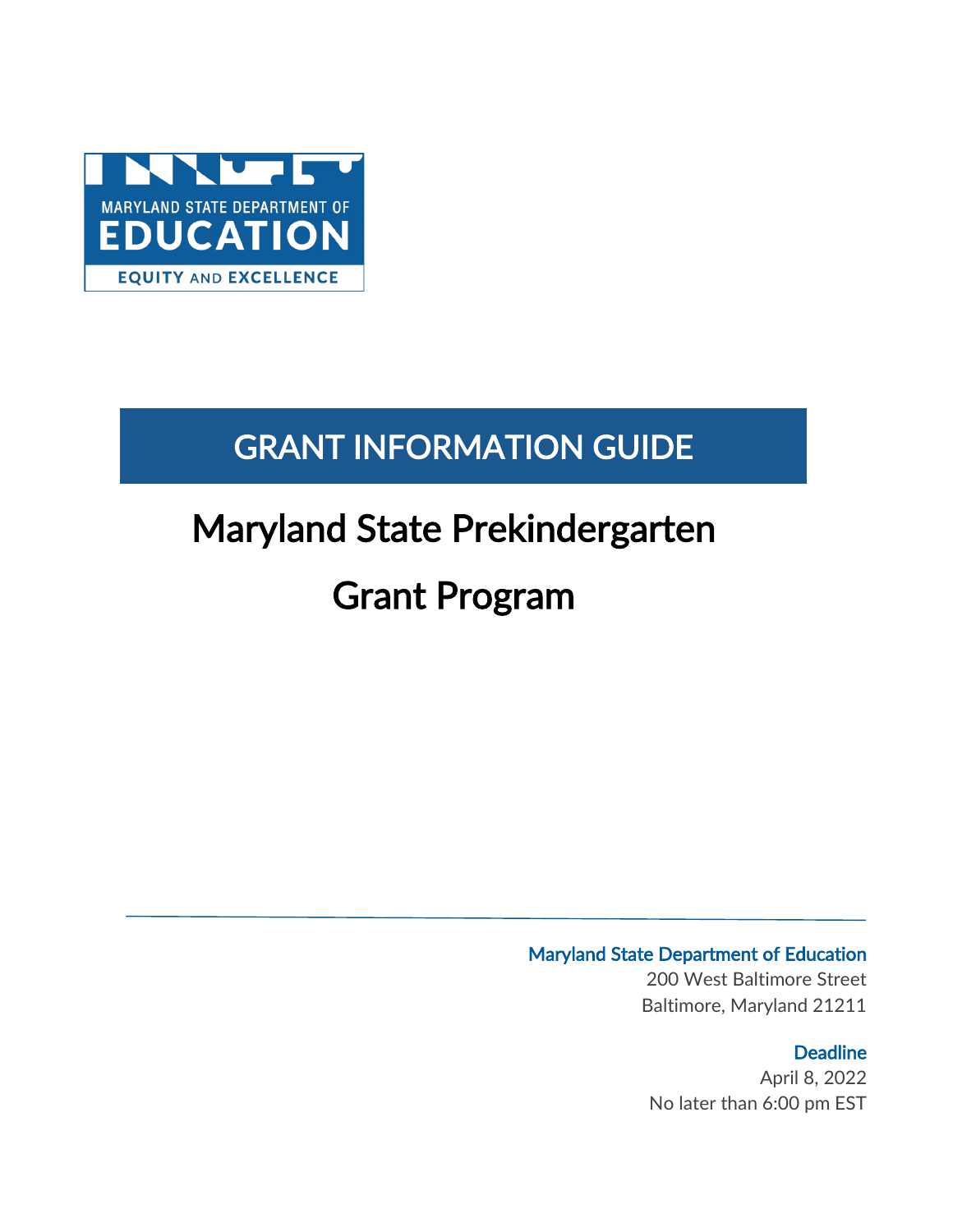MARYLAND STATE DEPARTMENT OF

EDUCATION

EQUITY AND EXCELLENCE

# GRANT INFORMATION GUIDE

# Maryland State Prekindergarten Grant Program

**Maryland State Department of Education**

200 West Baltimore Street

Baltimore, Maryland 21211

**Deadline**

April 8, 2022

No later than 6:00 pm EST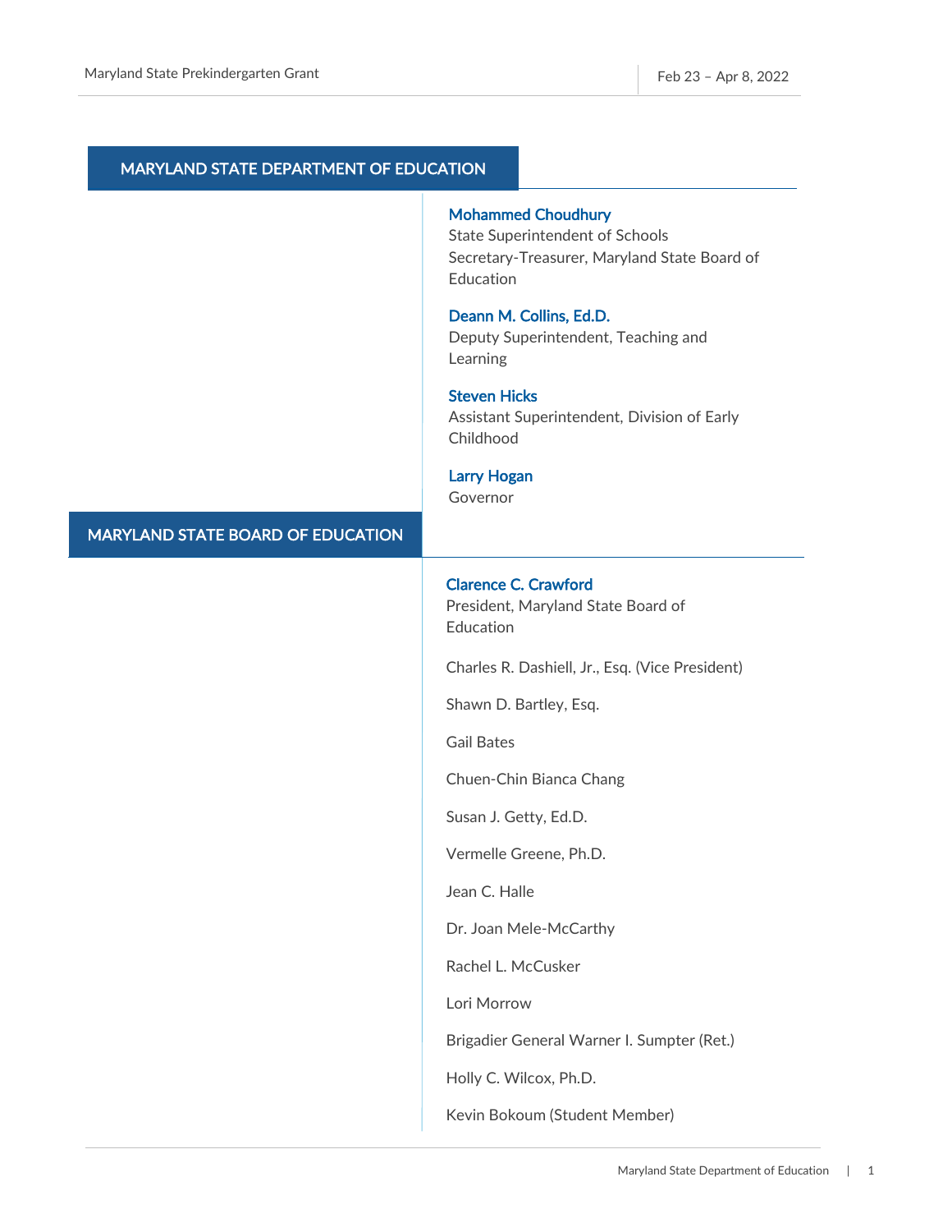## MARYLAND STATE DEPARTMENT OF EDUCATION

**Mohammed Choudhury**
State Superintendent of Schools
Secretary-Treasurer, Maryland State Board of Education

**Deann M. Collins, Ed.D.**
Deputy Superintendent, Teaching and Learning

**Steven Hicks**
Assistant Superintendent, Division of Early Childhood

**Larry Hogan**
Governor

## MARYLAND STATE BOARD OF EDUCATION

**Clarence C. Crawford**
President, Maryland State Board of Education

Charles R. Dashiell, Jr., Esq. (Vice President)

Shawn D. Bartley, Esq.

Gail Bates

Chuen-Chin Bianca Chang

Susan J. Getty, Ed.D.

Vermelle Greene, Ph.D.

Jean C. Halle

Dr. Joan Mele-McCarthy

Rachel L. McCusker

Lori Morrow

Brigadier General Warner I. Sumpter (Ret.)

Holly C. Wilcox, Ph.D.

Kevin Bokoum (Student Member)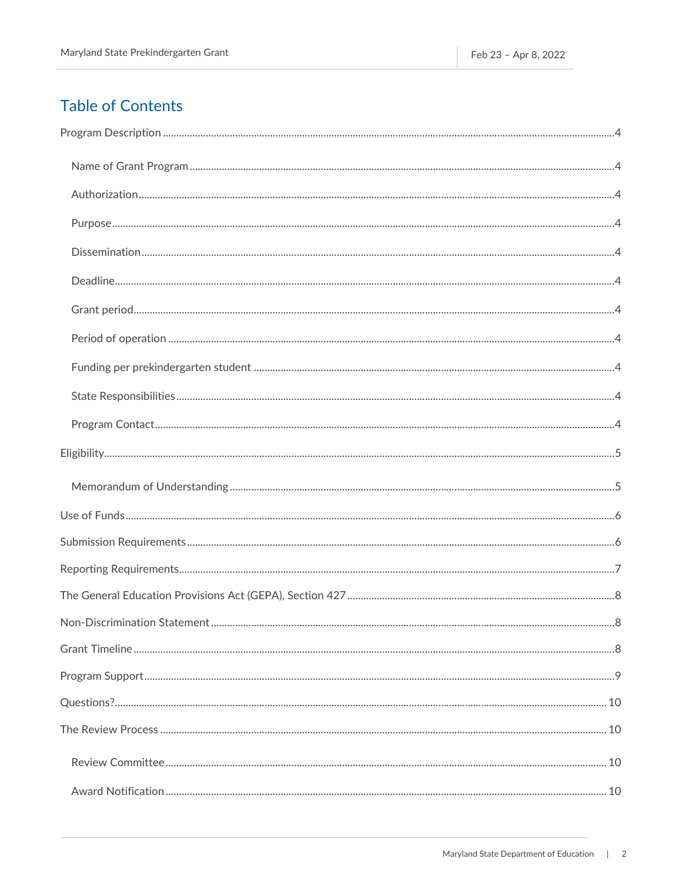## Table of Contents

- Program Description ....................................................................................................................4
    - Name of Grant Program ........................................................................................................4
    - Authorization ........................................................................................................................4
    - Purpose .................................................................................................................................4
    - Dissemination .......................................................................................................................4
    - Deadline ................................................................................................................................4
    - Grant period ..........................................................................................................................4
    - Period of operation ...............................................................................................................4
    - Funding per prekindergarten student ....................................................................................4
    - State Responsibilities .............................................................................................................4
    - Program Contact ....................................................................................................................4
- Eligibility .....................................................................................................................................5
    - Memorandum of Understanding ............................................................................................5
- Use of Funds ...............................................................................................................................6
- Submission Requirements ...........................................................................................................6
- Reporting Requirements ..............................................................................................................7
- The General Education Provisions Act (GEPA), Section 427 .......................................................8
- Non-Discrimination Statement ....................................................................................................8
- Grant Timeline ............................................................................................................................8
- Program Support .........................................................................................................................9
- Questions? .................................................................................................................................10
- The Review Process ...................................................................................................................10
    - Review Committee ..............................................................................................................10
    - Award Notification ..............................................................................................................10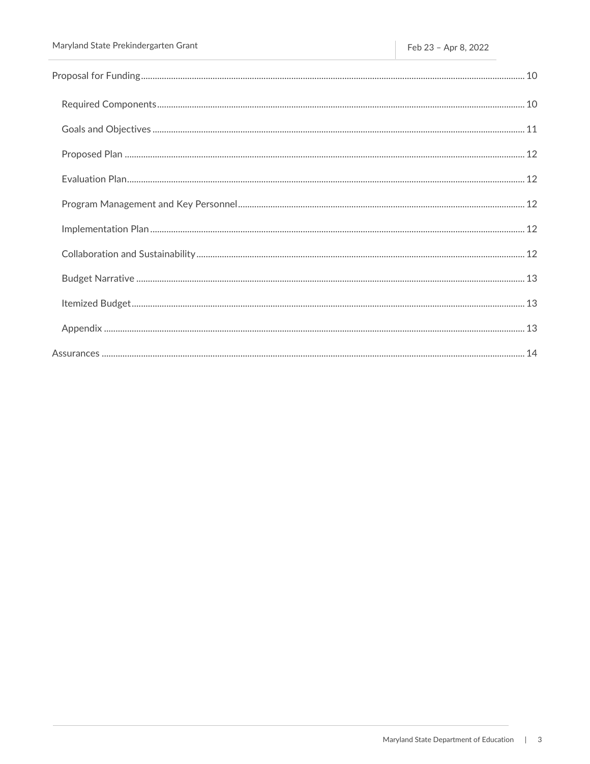Proposal for Funding .......... 10

- Required Components .......... 10
- Goals and Objectives .......... 11
- Proposed Plan .......... 12
- Evaluation Plan .......... 12
- Program Management and Key Personnel .......... 12
- Implementation Plan .......... 12
- Collaboration and Sustainability .......... 12
- Budget Narrative .......... 13
- Itemized Budget .......... 13
- Appendix .......... 13

Assurances .......... 14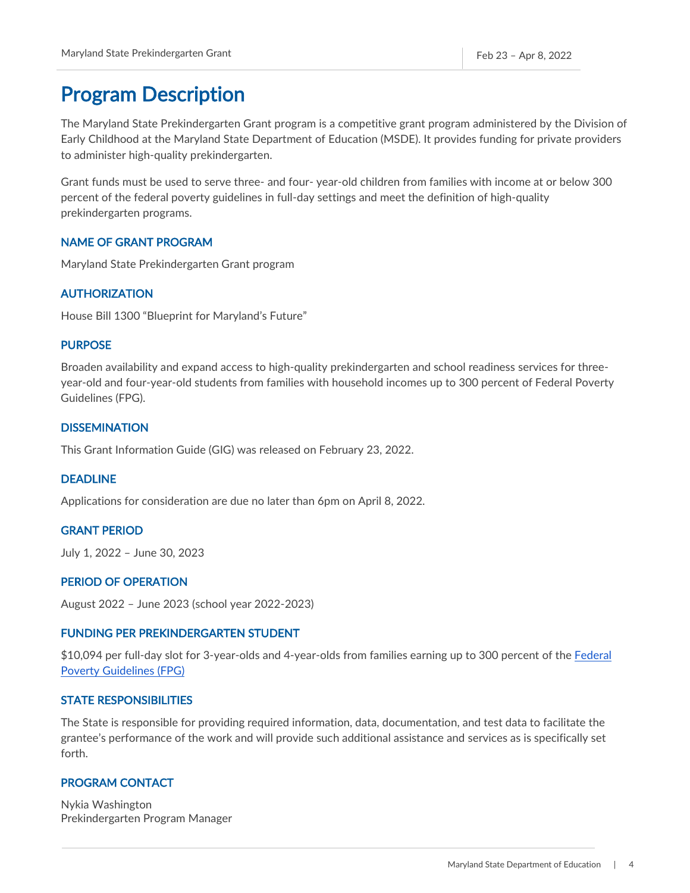# Program Description

The Maryland State Prekindergarten Grant program is a competitive grant program administered by the Division of Early Childhood at the Maryland State Department of Education (MSDE). It provides funding for private providers to administer high-quality prekindergarten.

Grant funds must be used to serve three- and four- year-old children from families with income at or below 300 percent of the federal poverty guidelines in full-day settings and meet the definition of high-quality prekindergarten programs.

### NAME OF GRANT PROGRAM

Maryland State Prekindergarten Grant program

### AUTHORIZATION

House Bill 1300 "Blueprint for Maryland's Future"

### PURPOSE

Broaden availability and expand access to high-quality prekindergarten and school readiness services for three-year-old and four-year-old students from families with household incomes up to 300 percent of Federal Poverty Guidelines (FPG).

### DISSEMINATION

This Grant Information Guide (GIG) was released on February 23, 2022.

### DEADLINE

Applications for consideration are due no later than 6pm on April 8, 2022.

### GRANT PERIOD

July 1, 2022 – June 30, 2023

### PERIOD OF OPERATION

August 2022 – June 2023 (school year 2022-2023)

### FUNDING PER PREKINDERGARTEN STUDENT

$10,094 per full-day slot for 3-year-olds and 4-year-olds from families earning up to 300 percent of the Federal Poverty Guidelines (FPG)

### STATE RESPONSIBILITIES

The State is responsible for providing required information, data, documentation, and test data to facilitate the grantee's performance of the work and will provide such additional assistance and services as is specifically set forth.

### PROGRAM CONTACT

Nykia Washington
Prekindergarten Program Manager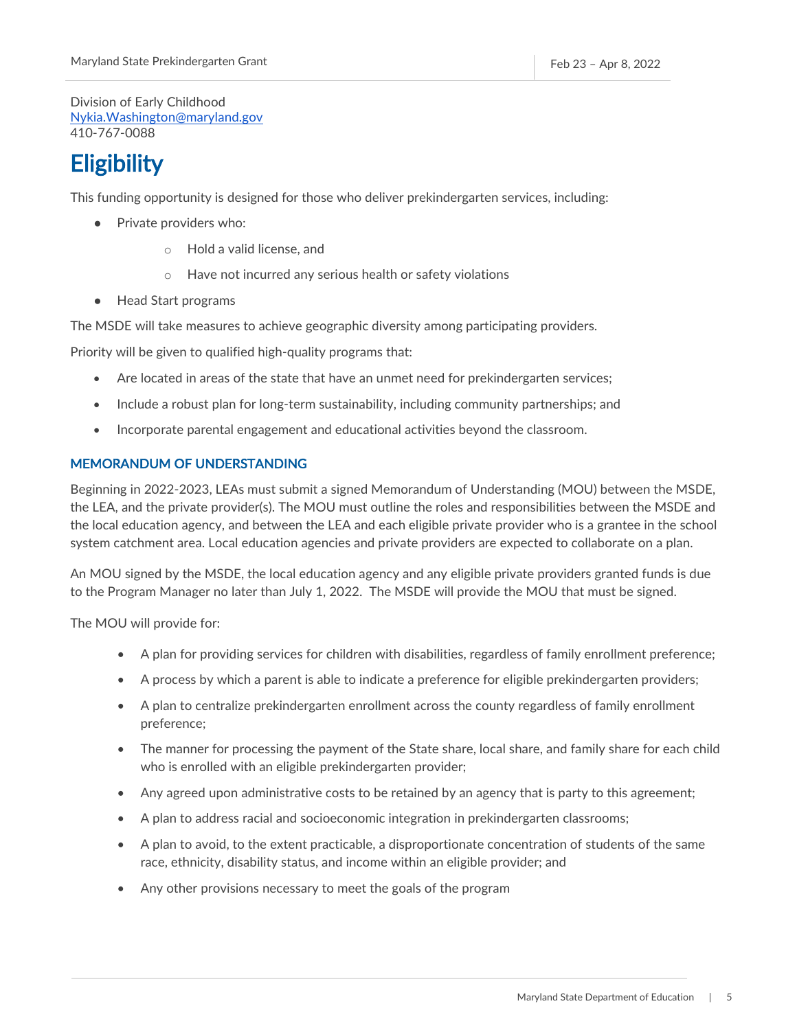Division of Early Childhood
Nykia.Washington@maryland.gov
410-767-0088

# Eligibility

This funding opportunity is designed for those who deliver prekindergarten services, including:

- Private providers who:
  - Hold a valid license, and
  - Have not incurred any serious health or safety violations
- Head Start programs

The MSDE will take measures to achieve geographic diversity among participating providers.

Priority will be given to qualified high-quality programs that:

- Are located in areas of the state that have an unmet need for prekindergarten services;
- Include a robust plan for long-term sustainability, including community partnerships; and
- Incorporate parental engagement and educational activities beyond the classroom.

### MEMORANDUM OF UNDERSTANDING

Beginning in 2022-2023, LEAs must submit a signed Memorandum of Understanding (MOU) between the MSDE, the LEA, and the private provider(s). The MOU must outline the roles and responsibilities between the MSDE and the local education agency, and between the LEA and each eligible private provider who is a grantee in the school system catchment area. Local education agencies and private providers are expected to collaborate on a plan.

An MOU signed by the MSDE, the local education agency and any eligible private providers granted funds is due to the Program Manager no later than July 1, 2022. The MSDE will provide the MOU that must be signed.

The MOU will provide for:

- A plan for providing services for children with disabilities, regardless of family enrollment preference;
- A process by which a parent is able to indicate a preference for eligible prekindergarten providers;
- A plan to centralize prekindergarten enrollment across the county regardless of family enrollment preference;
- The manner for processing the payment of the State share, local share, and family share for each child who is enrolled with an eligible prekindergarten provider;
- Any agreed upon administrative costs to be retained by an agency that is party to this agreement;
- A plan to address racial and socioeconomic integration in prekindergarten classrooms;
- A plan to avoid, to the extent practicable, a disproportionate concentration of students of the same race, ethnicity, disability status, and income within an eligible provider; and
- Any other provisions necessary to meet the goals of the program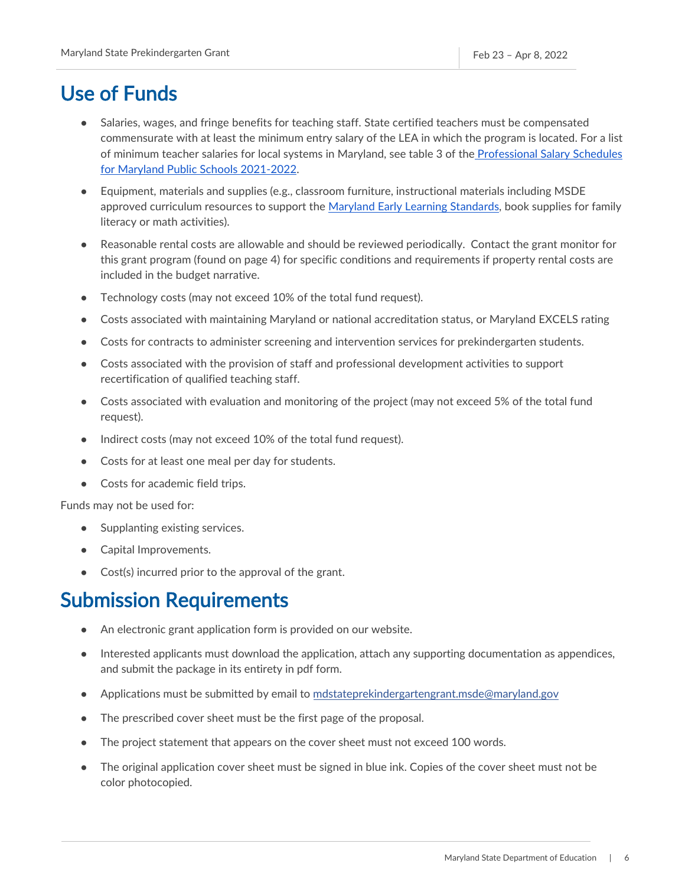## Use of Funds

- Salaries, wages, and fringe benefits for teaching staff. State certified teachers must be compensated commensurate with at least the minimum entry salary of the LEA in which the program is located. For a list of minimum teacher salaries for local systems in Maryland, see table 3 of the [Professional Salary Schedules for Maryland Public Schools 2021-2022](#).
- Equipment, materials and supplies (e.g., classroom furniture, instructional materials including MSDE approved curriculum resources to support the [Maryland Early Learning Standards](#), book supplies for family literacy or math activities).
- Reasonable rental costs are allowable and should be reviewed periodically. Contact the grant monitor for this grant program (found on page 4) for specific conditions and requirements if property rental costs are included in the budget narrative.
- Technology costs (may not exceed 10% of the total fund request).
- Costs associated with maintaining Maryland or national accreditation status, or Maryland EXCELS rating
- Costs for contracts to administer screening and intervention services for prekindergarten students.
- Costs associated with the provision of staff and professional development activities to support recertification of qualified teaching staff.
- Costs associated with evaluation and monitoring of the project (may not exceed 5% of the total fund request).
- Indirect costs (may not exceed 10% of the total fund request).
- Costs for at least one meal per day for students.
- Costs for academic field trips.

Funds may not be used for:

- Supplanting existing services.
- Capital Improvements.
- Cost(s) incurred prior to the approval of the grant.

## Submission Requirements

- An electronic grant application form is provided on our website.
- Interested applicants must download the application, attach any supporting documentation as appendices, and submit the package in its entirety in pdf form.
- Applications must be submitted by email to [mdstateprekindergartengrant.msde@maryland.gov](mailto:mdstateprekindergartengrant.msde@maryland.gov)
- The prescribed cover sheet must be the first page of the proposal.
- The project statement that appears on the cover sheet must not exceed 100 words.
- The original application cover sheet must be signed in blue ink. Copies of the cover sheet must not be color photocopied.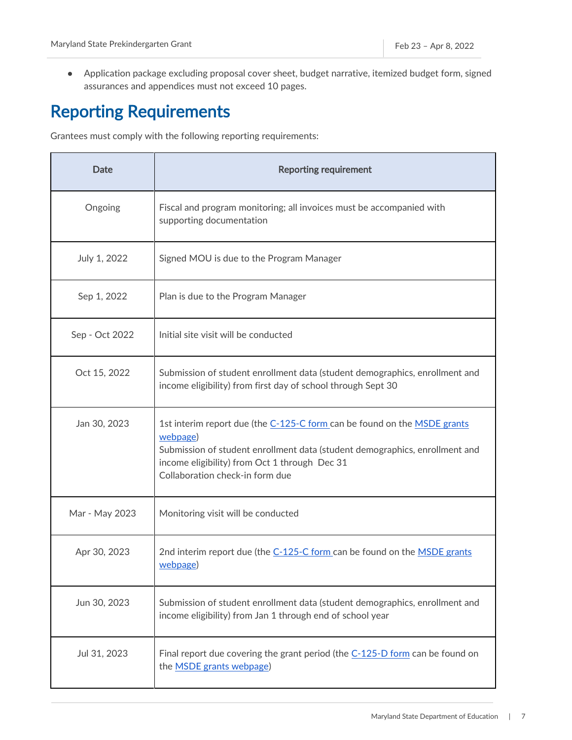- Application package excluding proposal cover sheet, budget narrative, itemized budget form, signed assurances and appendices must not exceed 10 pages.

## Reporting Requirements

Grantees must comply with the following reporting requirements:

| Date | Reporting requirement |
|---|---|
| Ongoing | Fiscal and program monitoring; all invoices must be accompanied with supporting documentation |
| July 1, 2022 | Signed MOU is due to the Program Manager |
| Sep 1, 2022 | Plan is due to the Program Manager |
| Sep - Oct 2022 | Initial site visit will be conducted |
| Oct 15, 2022 | Submission of student enrollment data (student demographics, enrollment and income eligibility) from first day of school through Sept 30 |
| Jan 30, 2023 | 1st interim report due (the C-125-C form can be found on the MSDE grants webpage)<br>Submission of student enrollment data (student demographics, enrollment and income eligibility) from Oct 1 through Dec 31<br>Collaboration check-in form due |
| Mar - May 2023 | Monitoring visit will be conducted |
| Apr 30, 2023 | 2nd interim report due (the C-125-C form can be found on the MSDE grants webpage) |
| Jun 30, 2023 | Submission of student enrollment data (student demographics, enrollment and income eligibility) from Jan 1 through end of school year |
| Jul 31, 2023 | Final report due covering the grant period (the C-125-D form can be found on the MSDE grants webpage) |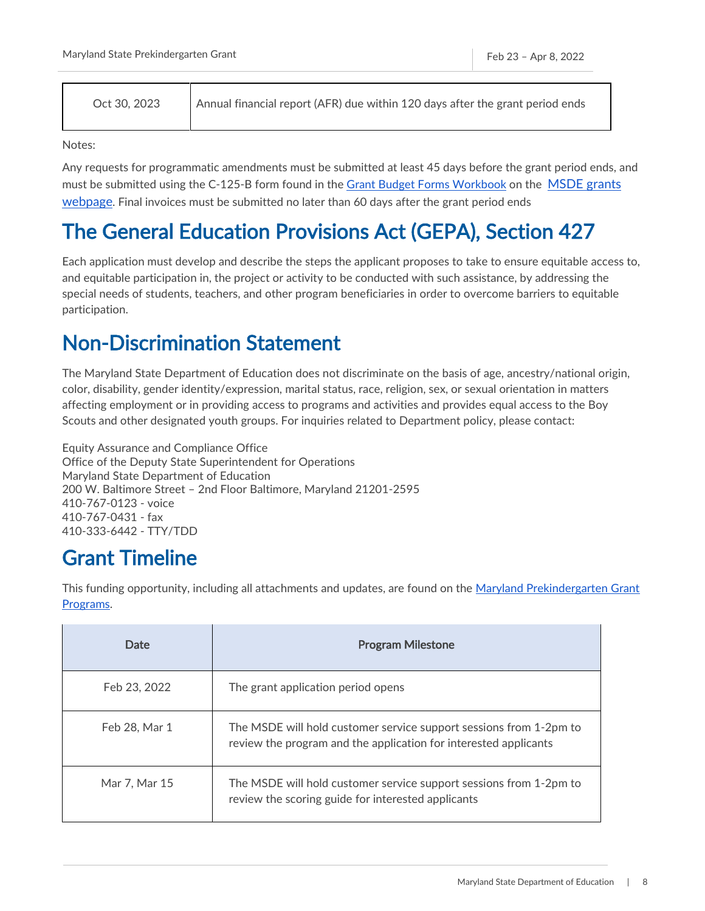| Oct 30, 2023 | Annual financial report (AFR) due within 120 days after the grant period ends |
|---|---|

Notes:

Any requests for programmatic amendments must be submitted at least 45 days before the grant period ends, and must be submitted using the C-125-B form found in the Grant Budget Forms Workbook on the MSDE grants webpage. Final invoices must be submitted no later than 60 days after the grant period ends

# The General Education Provisions Act (GEPA), Section 427

Each application must develop and describe the steps the applicant proposes to take to ensure equitable access to, and equitable participation in, the project or activity to be conducted with such assistance, by addressing the special needs of students, teachers, and other program beneficiaries in order to overcome barriers to equitable participation.

# Non-Discrimination Statement

The Maryland State Department of Education does not discriminate on the basis of age, ancestry/national origin, color, disability, gender identity/expression, marital status, race, religion, sex, or sexual orientation in matters affecting employment or in providing access to programs and activities and provides equal access to the Boy Scouts and other designated youth groups. For inquiries related to Department policy, please contact:

Equity Assurance and Compliance Office
Office of the Deputy State Superintendent for Operations
Maryland State Department of Education
200 W. Baltimore Street – 2nd Floor Baltimore, Maryland 21201-2595
410-767-0123 - voice
410-767-0431 - fax
410-333-6442 - TTY/TDD

# Grant Timeline

This funding opportunity, including all attachments and updates, are found on the Maryland Prekindergarten Grant Programs.

| Date | Program Milestone |
|---|---|
| Feb 23, 2022 | The grant application period opens |
| Feb 28, Mar 1 | The MSDE will hold customer service support sessions from 1-2pm to review the program and the application for interested applicants |
| Mar 7, Mar 15 | The MSDE will hold customer service support sessions from 1-2pm to review the scoring guide for interested applicants |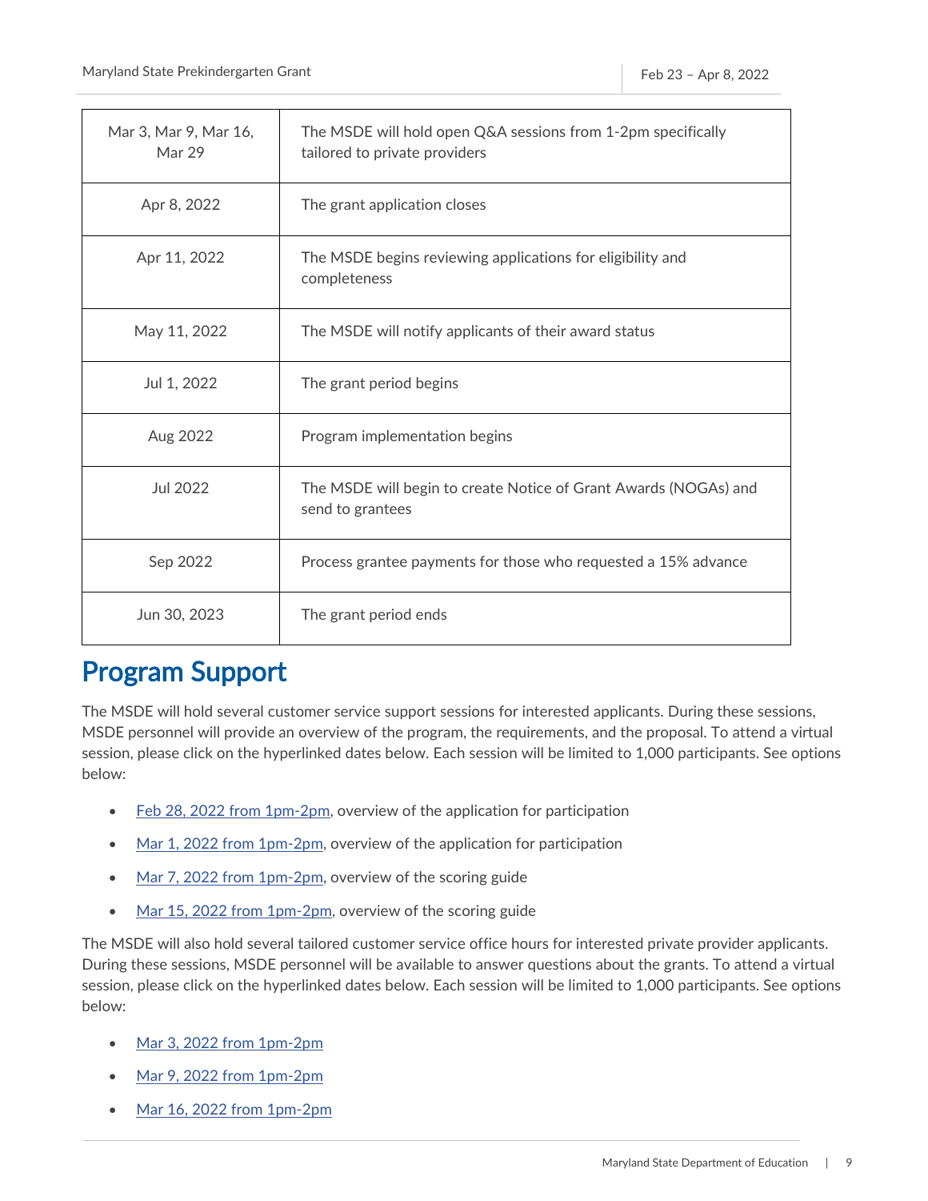| | |
|---|---|
| Mar 3, Mar 9, Mar 16, Mar 29 | The MSDE will hold open Q&A sessions from 1-2pm specifically tailored to private providers |
| Apr 8, 2022 | The grant application closes |
| Apr 11, 2022 | The MSDE begins reviewing applications for eligibility and completeness |
| May 11, 2022 | The MSDE will notify applicants of their award status |
| Jul 1, 2022 | The grant period begins |
| Aug 2022 | Program implementation begins |
| Jul 2022 | The MSDE will begin to create Notice of Grant Awards (NOGAs) and send to grantees |
| Sep 2022 | Process grantee payments for those who requested a 15% advance |
| Jun 30, 2023 | The grant period ends |

# Program Support

The MSDE will hold several customer service support sessions for interested applicants. During these sessions, MSDE personnel will provide an overview of the program, the requirements, and the proposal. To attend a virtual session, please click on the hyperlinked dates below. Each session will be limited to 1,000 participants. See options below:

- Feb 28, 2022 from 1pm-2pm, overview of the application for participation
- Mar 1, 2022 from 1pm-2pm, overview of the application for participation
- Mar 7, 2022 from 1pm-2pm, overview of the scoring guide
- Mar 15, 2022 from 1pm-2pm, overview of the scoring guide

The MSDE will also hold several tailored customer service office hours for interested private provider applicants. During these sessions, MSDE personnel will be available to answer questions about the grants. To attend a virtual session, please click on the hyperlinked dates below. Each session will be limited to 1,000 participants. See options below:

- Mar 3, 2022 from 1pm-2pm
- Mar 9, 2022 from 1pm-2pm
- Mar 16, 2022 from 1pm-2pm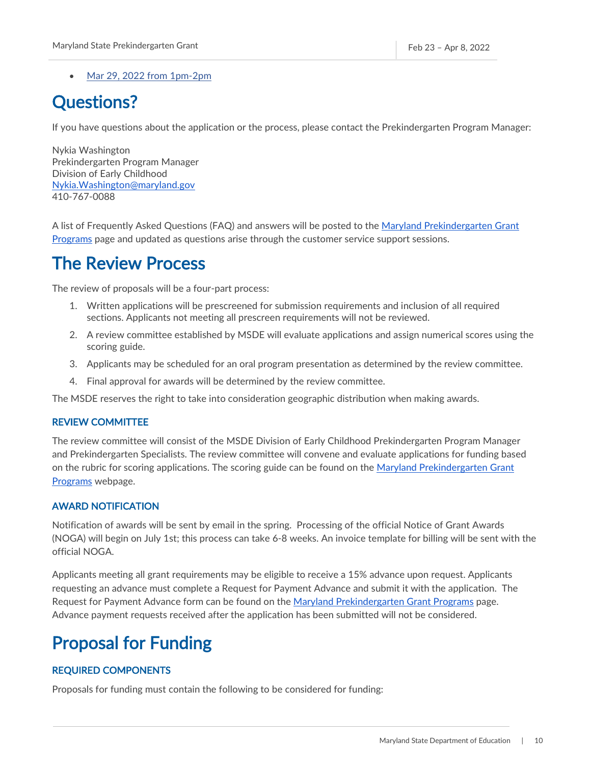- [Mar 29, 2022 from 1pm-2pm]()

# Questions?

If you have questions about the application or the process, please contact the Prekindergarten Program Manager:

Nykia Washington
Prekindergarten Program Manager
Division of Early Childhood
[Nykia.Washington@maryland.gov](mailto:Nykia.Washington@maryland.gov)
410-767-0088

A list of Frequently Asked Questions (FAQ) and answers will be posted to the [Maryland Prekindergarten Grant Programs]() page and updated as questions arise through the customer service support sessions.

# The Review Process

The review of proposals will be a four-part process:

1. Written applications will be prescreened for submission requirements and inclusion of all required sections. Applicants not meeting all prescreen requirements will not be reviewed.
2. A review committee established by MSDE will evaluate applications and assign numerical scores using the scoring guide.
3. Applicants may be scheduled for an oral program presentation as determined by the review committee.
4. Final approval for awards will be determined by the review committee.

The MSDE reserves the right to take into consideration geographic distribution when making awards.

### REVIEW COMMITTEE

The review committee will consist of the MSDE Division of Early Childhood Prekindergarten Program Manager and Prekindergarten Specialists. The review committee will convene and evaluate applications for funding based on the rubric for scoring applications. The scoring guide can be found on the [Maryland Prekindergarten Grant Programs]() webpage.

### AWARD NOTIFICATION

Notification of awards will be sent by email in the spring. Processing of the official Notice of Grant Awards (NOGA) will begin on July 1st; this process can take 6-8 weeks. An invoice template for billing will be sent with the official NOGA.

Applicants meeting all grant requirements may be eligible to receive a 15% advance upon request. Applicants requesting an advance must complete a Request for Payment Advance and submit it with the application. The Request for Payment Advance form can be found on the [Maryland Prekindergarten Grant Programs]() page. Advance payment requests received after the application has been submitted will not be considered.

# Proposal for Funding

### REQUIRED COMPONENTS

Proposals for funding must contain the following to be considered for funding: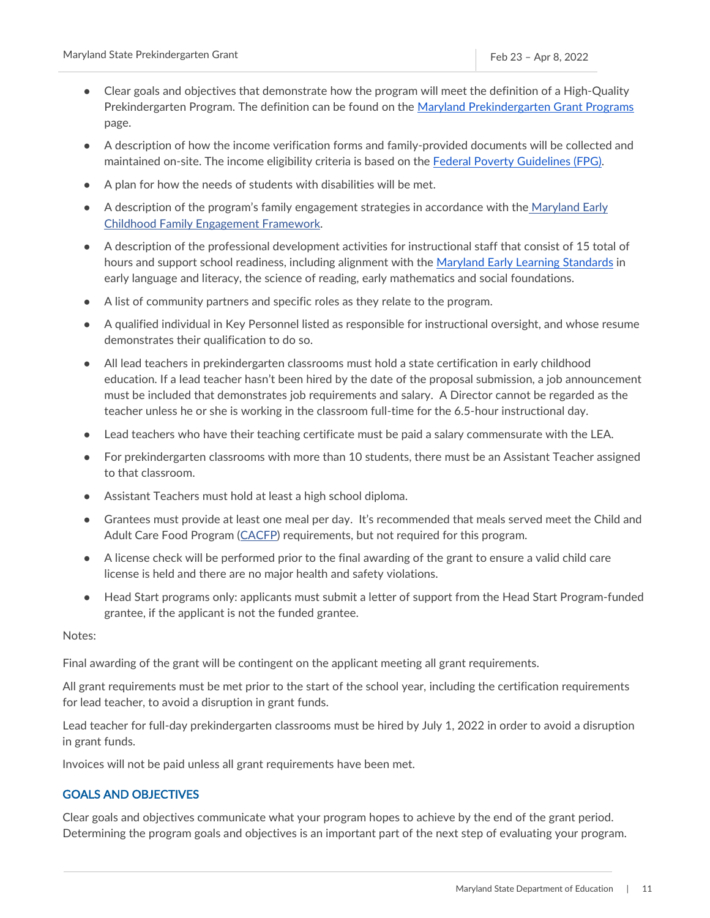- Clear goals and objectives that demonstrate how the program will meet the definition of a High-Quality Prekindergarten Program. The definition can be found on the Maryland Prekindergarten Grant Programs page.
- A description of how the income verification forms and family-provided documents will be collected and maintained on-site. The income eligibility criteria is based on the Federal Poverty Guidelines (FPG).
- A plan for how the needs of students with disabilities will be met.
- A description of the program's family engagement strategies in accordance with the Maryland Early Childhood Family Engagement Framework.
- A description of the professional development activities for instructional staff that consist of 15 total of hours and support school readiness, including alignment with the Maryland Early Learning Standards in early language and literacy, the science of reading, early mathematics and social foundations.
- A list of community partners and specific roles as they relate to the program.
- A qualified individual in Key Personnel listed as responsible for instructional oversight, and whose resume demonstrates their qualification to do so.
- All lead teachers in prekindergarten classrooms must hold a state certification in early childhood education. If a lead teacher hasn't been hired by the date of the proposal submission, a job announcement must be included that demonstrates job requirements and salary. A Director cannot be regarded as the teacher unless he or she is working in the classroom full-time for the 6.5-hour instructional day.
- Lead teachers who have their teaching certificate must be paid a salary commensurate with the LEA.
- For prekindergarten classrooms with more than 10 students, there must be an Assistant Teacher assigned to that classroom.
- Assistant Teachers must hold at least a high school diploma.
- Grantees must provide at least one meal per day. It's recommended that meals served meet the Child and Adult Care Food Program (CACFP) requirements, but not required for this program.
- A license check will be performed prior to the final awarding of the grant to ensure a valid child care license is held and there are no major health and safety violations.
- Head Start programs only: applicants must submit a letter of support from the Head Start Program-funded grantee, if the applicant is not the funded grantee.

Notes:

Final awarding of the grant will be contingent on the applicant meeting all grant requirements.

All grant requirements must be met prior to the start of the school year, including the certification requirements for lead teacher, to avoid a disruption in grant funds.

Lead teacher for full-day prekindergarten classrooms must be hired by July 1, 2022 in order to avoid a disruption in grant funds.

Invoices will not be paid unless all grant requirements have been met.

## GOALS AND OBJECTIVES

Clear goals and objectives communicate what your program hopes to achieve by the end of the grant period. Determining the program goals and objectives is an important part of the next step of evaluating your program.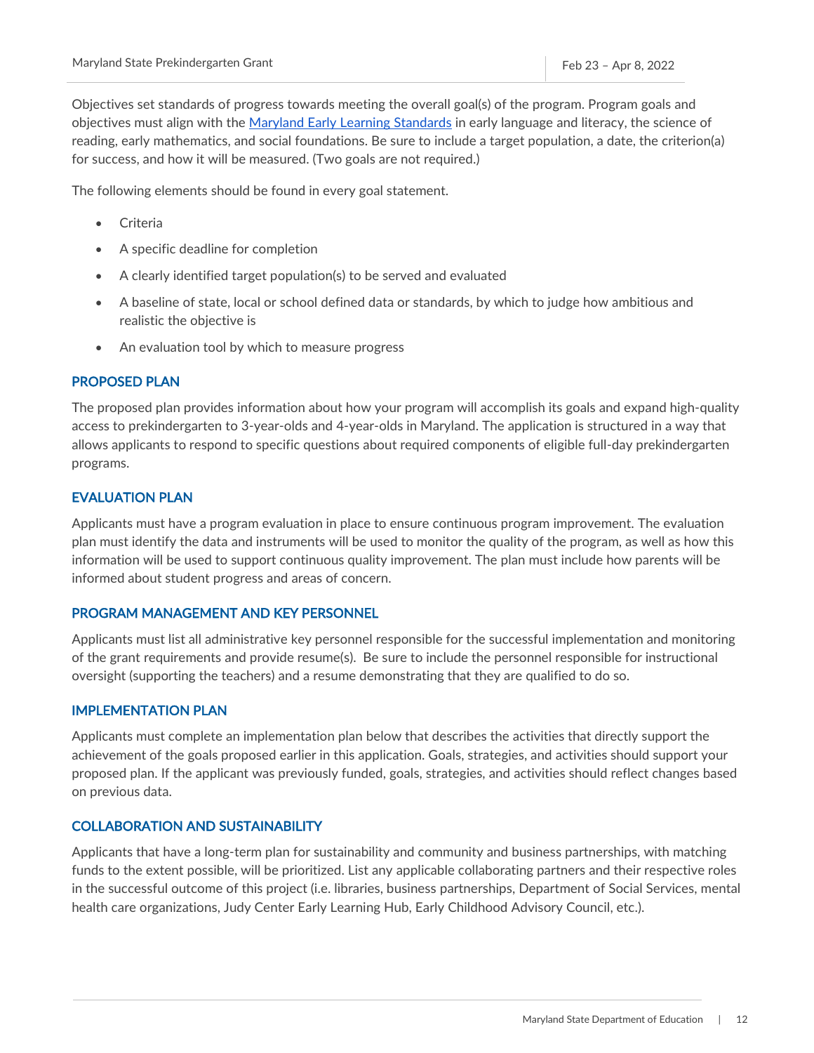Objectives set standards of progress towards meeting the overall goal(s) of the program. Program goals and objectives must align with the [Maryland Early Learning Standards](#) in early language and literacy, the science of reading, early mathematics, and social foundations. Be sure to include a target population, a date, the criterion(a) for success, and how it will be measured. (Two goals are not required.)

The following elements should be found in every goal statement.

- Criteria
- A specific deadline for completion
- A clearly identified target population(s) to be served and evaluated
- A baseline of state, local or school defined data or standards, by which to judge how ambitious and realistic the objective is
- An evaluation tool by which to measure progress

## PROPOSED PLAN

The proposed plan provides information about how your program will accomplish its goals and expand high-quality access to prekindergarten to 3-year-olds and 4-year-olds in Maryland. The application is structured in a way that allows applicants to respond to specific questions about required components of eligible full-day prekindergarten programs.

## EVALUATION PLAN

Applicants must have a program evaluation in place to ensure continuous program improvement. The evaluation plan must identify the data and instruments will be used to monitor the quality of the program, as well as how this information will be used to support continuous quality improvement. The plan must include how parents will be informed about student progress and areas of concern.

## PROGRAM MANAGEMENT AND KEY PERSONNEL

Applicants must list all administrative key personnel responsible for the successful implementation and monitoring of the grant requirements and provide resume(s). Be sure to include the personnel responsible for instructional oversight (supporting the teachers) and a resume demonstrating that they are qualified to do so.

## IMPLEMENTATION PLAN

Applicants must complete an implementation plan below that describes the activities that directly support the achievement of the goals proposed earlier in this application. Goals, strategies, and activities should support your proposed plan. If the applicant was previously funded, goals, strategies, and activities should reflect changes based on previous data.

## COLLABORATION AND SUSTAINABILITY

Applicants that have a long-term plan for sustainability and community and business partnerships, with matching funds to the extent possible, will be prioritized. List any applicable collaborating partners and their respective roles in the successful outcome of this project (i.e. libraries, business partnerships, Department of Social Services, mental health care organizations, Judy Center Early Learning Hub, Early Childhood Advisory Council, etc.).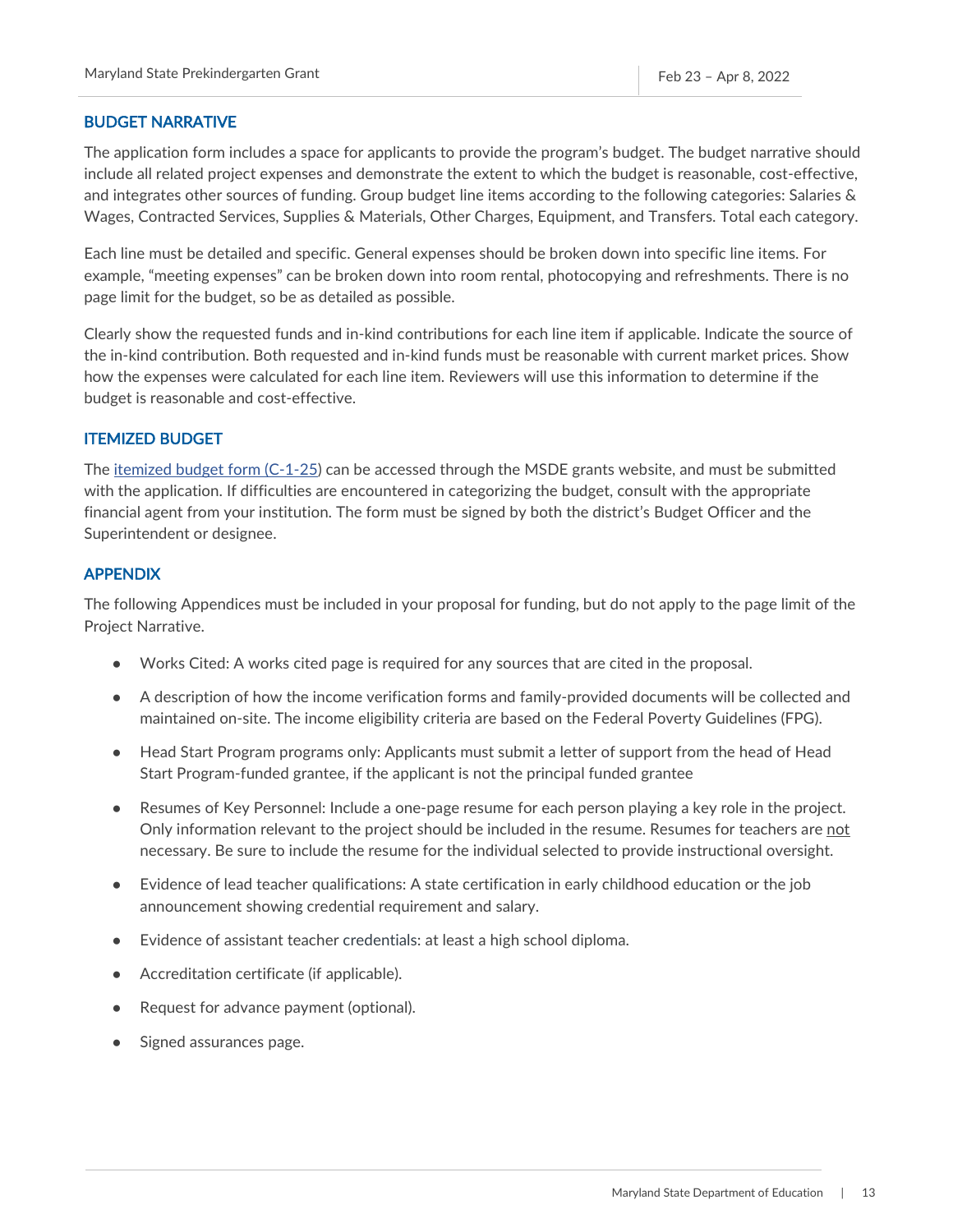## BUDGET NARRATIVE

The application form includes a space for applicants to provide the program's budget. The budget narrative should include all related project expenses and demonstrate the extent to which the budget is reasonable, cost-effective, and integrates other sources of funding. Group budget line items according to the following categories: Salaries & Wages, Contracted Services, Supplies & Materials, Other Charges, Equipment, and Transfers. Total each category.

Each line must be detailed and specific. General expenses should be broken down into specific line items. For example, "meeting expenses" can be broken down into room rental, photocopying and refreshments. There is no page limit for the budget, so be as detailed as possible.

Clearly show the requested funds and in-kind contributions for each line item if applicable. Indicate the source of the in-kind contribution. Both requested and in-kind funds must be reasonable with current market prices. Show how the expenses were calculated for each line item. Reviewers will use this information to determine if the budget is reasonable and cost-effective.

## ITEMIZED BUDGET

The itemized budget form (C-1-25) can be accessed through the MSDE grants website, and must be submitted with the application. If difficulties are encountered in categorizing the budget, consult with the appropriate financial agent from your institution. The form must be signed by both the district's Budget Officer and the Superintendent or designee.

## APPENDIX

The following Appendices must be included in your proposal for funding, but do not apply to the page limit of the Project Narrative.

- Works Cited: A works cited page is required for any sources that are cited in the proposal.
- A description of how the income verification forms and family-provided documents will be collected and maintained on-site. The income eligibility criteria are based on the Federal Poverty Guidelines (FPG).
- Head Start Program programs only: Applicants must submit a letter of support from the head of Head Start Program-funded grantee, if the applicant is not the principal funded grantee
- Resumes of Key Personnel: Include a one-page resume for each person playing a key role in the project. Only information relevant to the project should be included in the resume. Resumes for teachers are not necessary. Be sure to include the resume for the individual selected to provide instructional oversight.
- Evidence of lead teacher qualifications: A state certification in early childhood education or the job announcement showing credential requirement and salary.
- Evidence of assistant teacher credentials: at least a high school diploma.
- Accreditation certificate (if applicable).
- Request for advance payment (optional).
- Signed assurances page.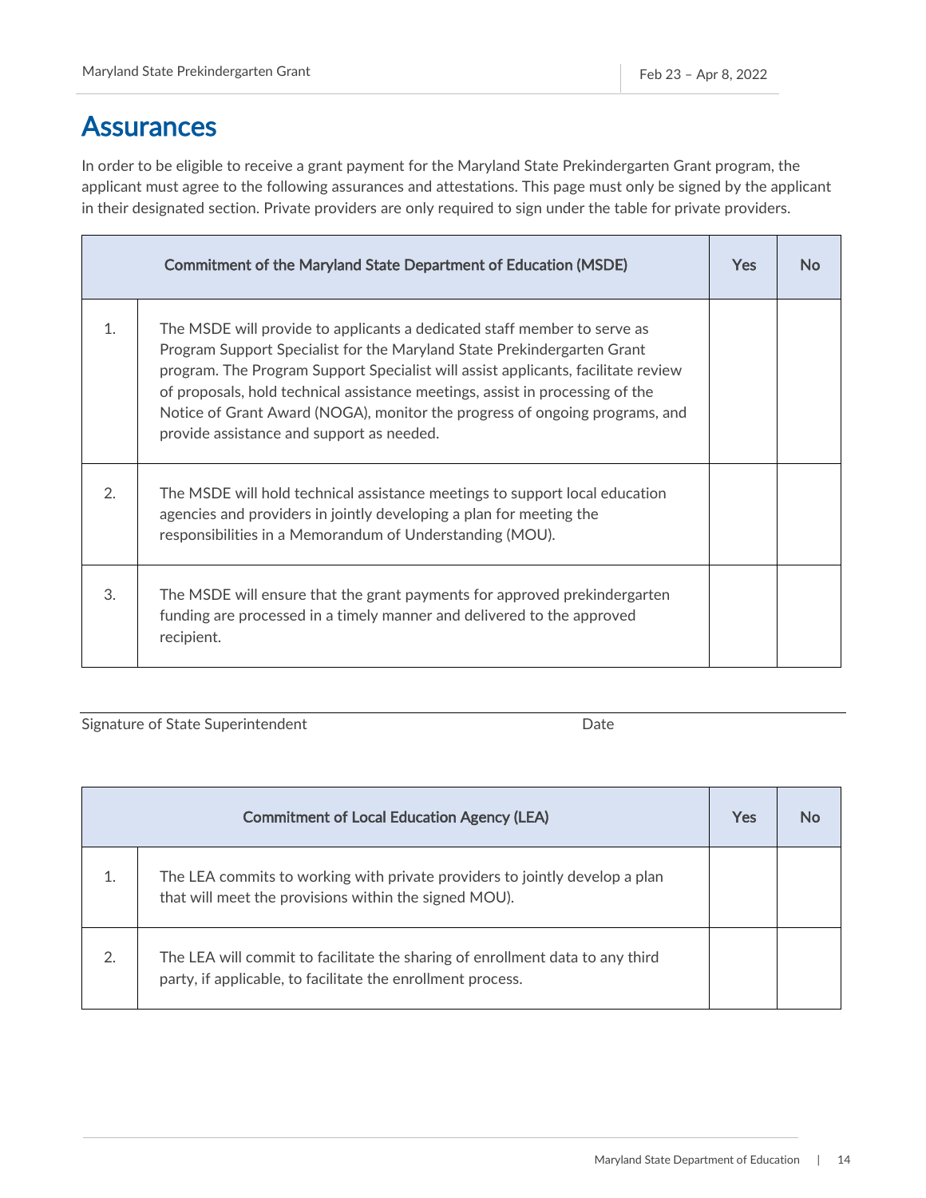# Assurances

In order to be eligible to receive a grant payment for the Maryland State Prekindergarten Grant program, the applicant must agree to the following assurances and attestations. This page must only be signed by the applicant in their designated section. Private providers are only required to sign under the table for private providers.

| | Commitment of the Maryland State Department of Education (MSDE) | Yes | No |
|---|---|---|---|
| 1. | The MSDE will provide to applicants a dedicated staff member to serve as Program Support Specialist for the Maryland State Prekindergarten Grant program. The Program Support Specialist will assist applicants, facilitate review of proposals, hold technical assistance meetings, assist in processing of the Notice of Grant Award (NOGA), monitor the progress of ongoing programs, and provide assistance and support as needed. | | |
| 2. | The MSDE will hold technical assistance meetings to support local education agencies and providers in jointly developing a plan for meeting the responsibilities in a Memorandum of Understanding (MOU). | | |
| 3. | The MSDE will ensure that the grant payments for approved prekindergarten funding are processed in a timely manner and delivered to the approved recipient. | | |

Signature of State Superintendent                                        Date

| | Commitment of Local Education Agency (LEA) | Yes | No |
|---|---|---|---|
| 1. | The LEA commits to working with private providers to jointly develop a plan that will meet the provisions within the signed MOU). | | |
| 2. | The LEA will commit to facilitate the sharing of enrollment data to any third party, if applicable, to facilitate the enrollment process. | | |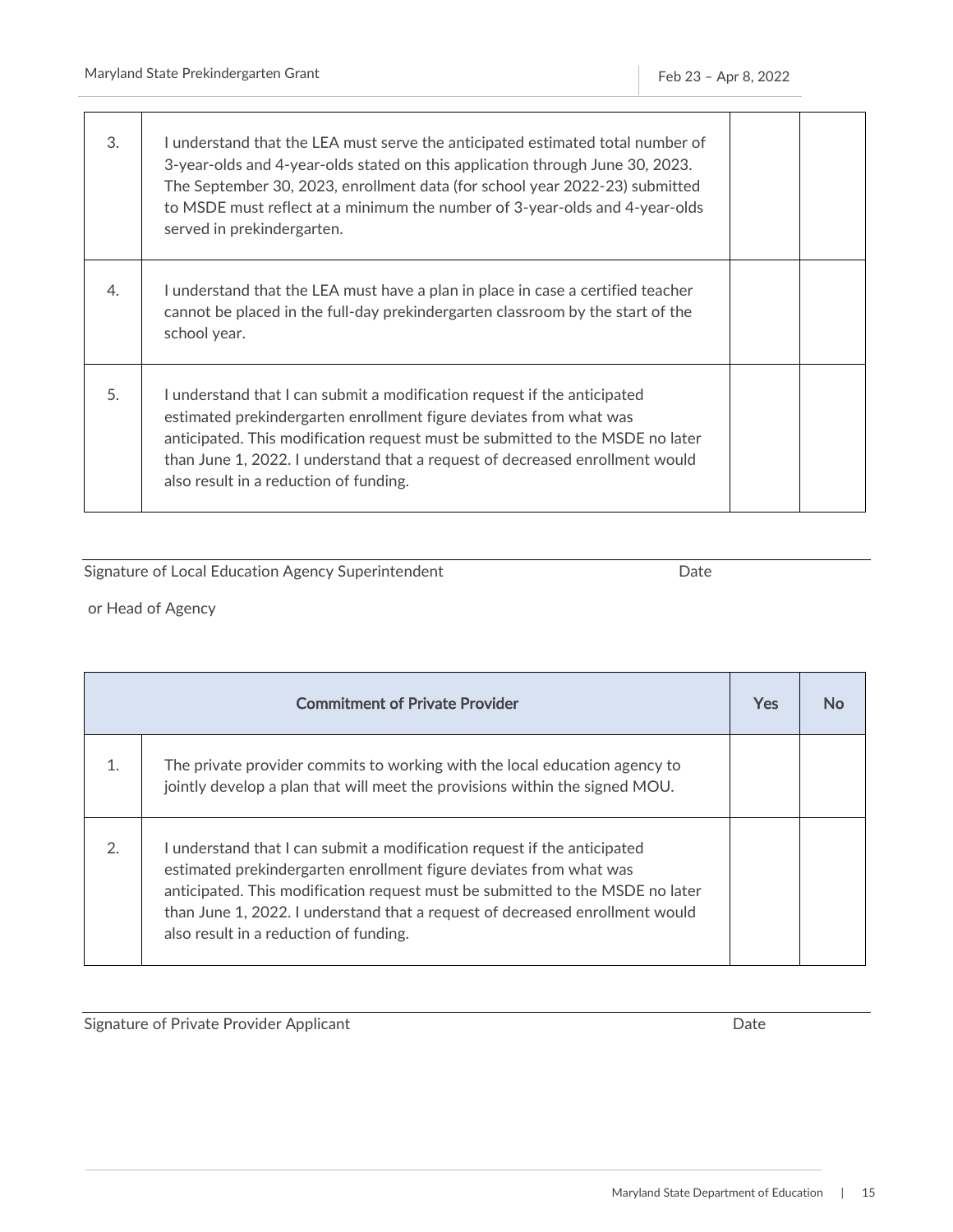| | | | |
|---|---|---|---|
| 3. | I understand that the LEA must serve the anticipated estimated total number of 3-year-olds and 4-year-olds stated on this application through June 30, 2023. The September 30, 2023, enrollment data (for school year 2022-23) submitted to MSDE must reflect at a minimum the number of 3-year-olds and 4-year-olds served in prekindergarten. | | |
| 4. | I understand that the LEA must have a plan in place in case a certified teacher cannot be placed in the full-day prekindergarten classroom by the start of the school year. | | |
| 5. | I understand that I can submit a modification request if the anticipated estimated prekindergarten enrollment figure deviates from what was anticipated. This modification request must be submitted to the MSDE no later than June 1, 2022. I understand that a request of decreased enrollment would also result in a reduction of funding. | | |

Signature of Local Education Agency Superintendent or Head of Agency &emsp;&emsp; Date

| Commitment of Private Provider | | Yes | No |
|---|---|---|---|
| 1. | The private provider commits to working with the local education agency to jointly develop a plan that will meet the provisions within the signed MOU. | | |
| 2. | I understand that I can submit a modification request if the anticipated estimated prekindergarten enrollment figure deviates from what was anticipated. This modification request must be submitted to the MSDE no later than June 1, 2022. I understand that a request of decreased enrollment would also result in a reduction of funding. | | |

Signature of Private Provider Applicant &emsp;&emsp; Date